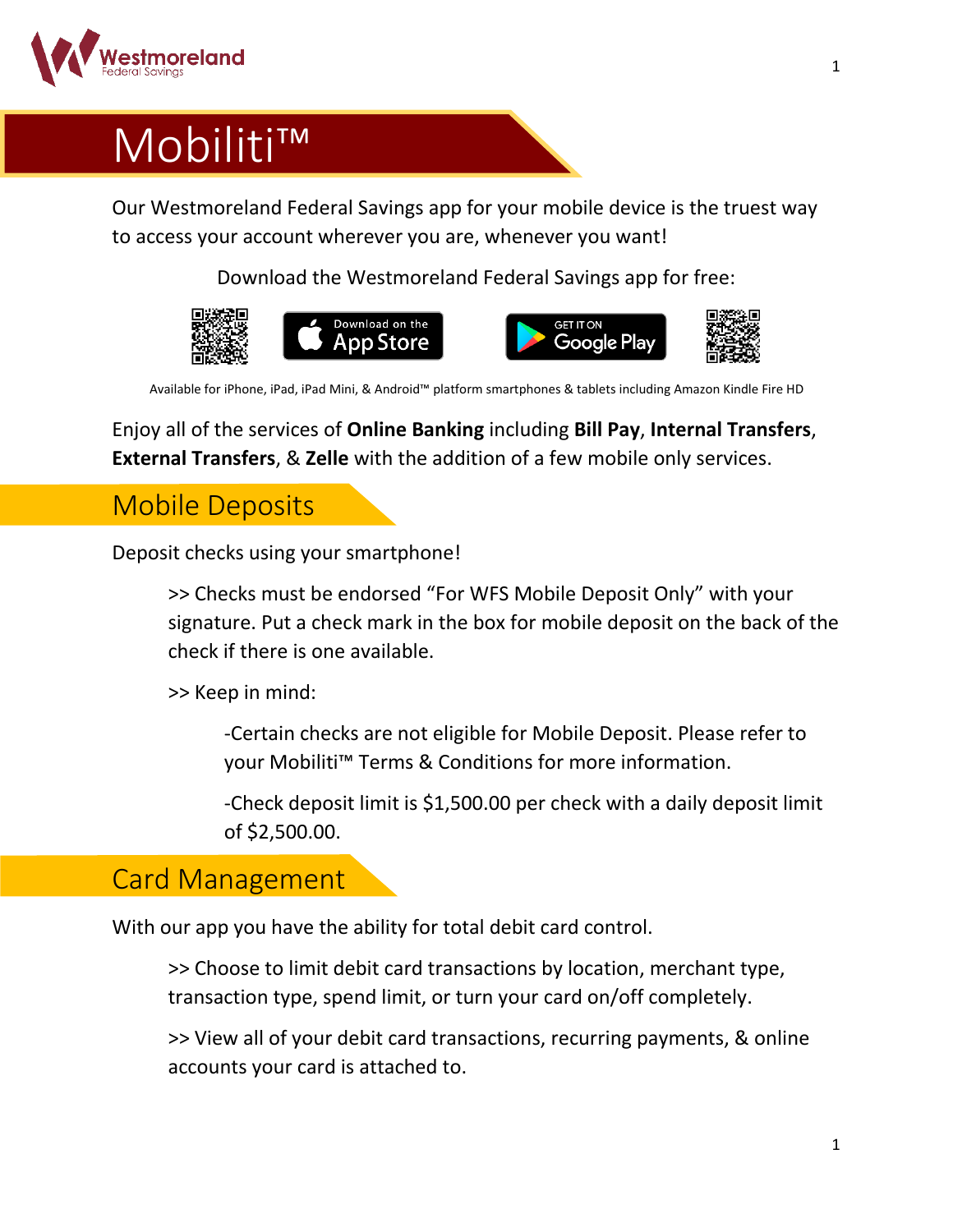# Mobiliti™

Our Westmoreland Federal Savings app for your mobile device is the truest way to access your account wherever you are, whenever you want!

Download the Westmoreland Federal Savings app for free:

Available for iPhone, iPad, iPad Mini, & Android™ platform smartphones & tablets including Amazon Kindle Fire HD

Enjoy all of the services of **Online Banking** including **Bill Pay**, **Internal Transfers**, **External Transfers**, & **Zelle** with the addition of a few mobile only services.

## Mobile Deposits

Deposit checks using your smartphone!

>> Checks must be endorsed "For WFS Mobile Deposit Only" with your signature. Put a check mark in the box for mobile deposit on the back of the check if there is one available.

>> Keep in mind:

-Certain checks are not eligible for Mobile Deposit. Please refer to your Mobiliti™ Terms & Conditions for more information.

-Check deposit limit is $1,500.00 per check with a daily deposit limit of $2,500.00.

## Card Management

With our app you have the ability for total debit card control.

>> Choose to limit debit card transactions by location, merchant type, transaction type, spend limit, or turn your card on/off completely.

>> View all of your debit card transactions, recurring payments, & online accounts your card is attached to.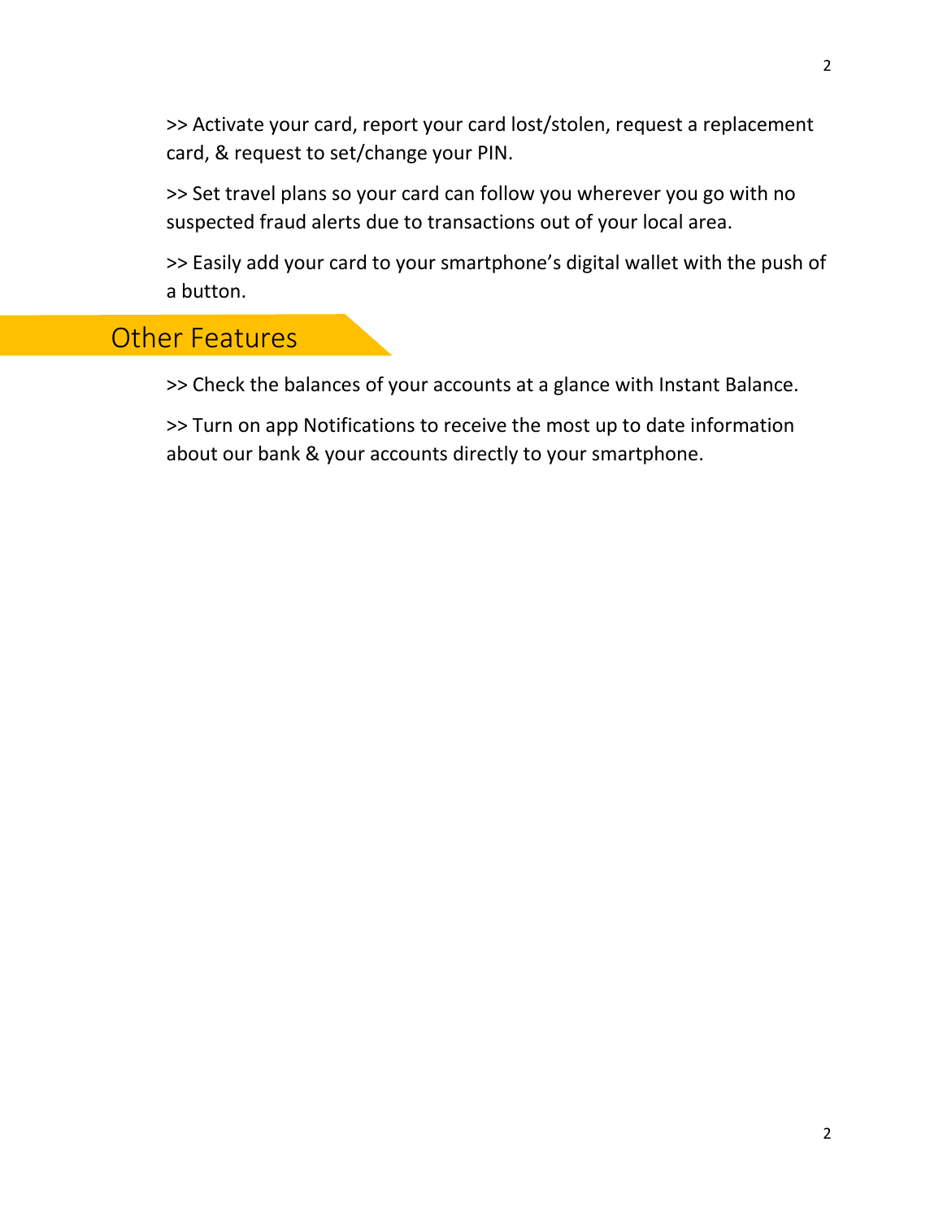>> Activate your card, report your card lost/stolen, request a replacement card, & request to set/change your PIN.

>> Set travel plans so your card can follow you wherever you go with no suspected fraud alerts due to transactions out of your local area.

>> Easily add your card to your smartphone's digital wallet with the push of a button.

## Other Features

>> Check the balances of your accounts at a glance with Instant Balance.

>> Turn on app Notifications to receive the most up to date information about our bank & your accounts directly to your smartphone.